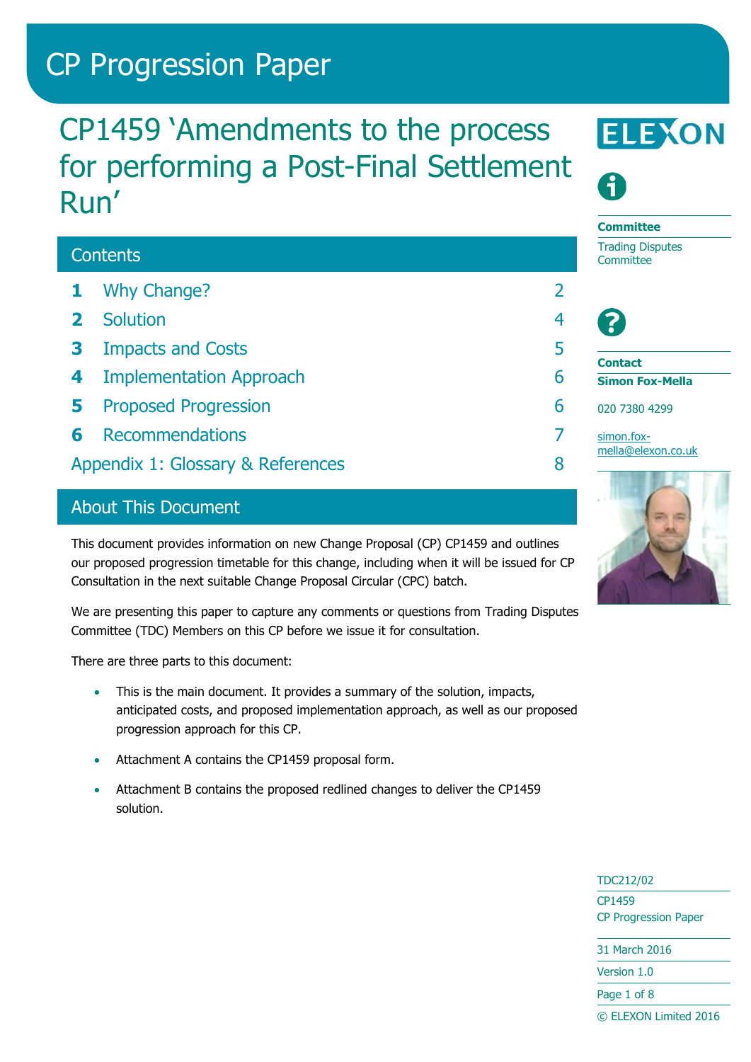# CP Progression Paper

## CP1459 'Amendments to the process for performing a Post-Final Settlement Run'

ELEXON

**Committee**

Trading Disputes Committee

**Contact**

**Simon Fox-Mella**

020 7380 4299

simon.fox-mella@elexon.co.uk

### Contents

| | | |
|---|---|---|
| **1** | Why Change? | 2 |
| **2** | Solution | 4 |
| **3** | Impacts and Costs | 5 |
| **4** | Implementation Approach | 6 |
| **5** | Proposed Progression | 6 |
| **6** | Recommendations | 7 |
| | Appendix 1: Glossary & References | 8 |

### About This Document

This document provides information on new Change Proposal (CP) CP1459 and outlines our proposed progression timetable for this change, including when it will be issued for CP Consultation in the next suitable Change Proposal Circular (CPC) batch.

We are presenting this paper to capture any comments or questions from Trading Disputes Committee (TDC) Members on this CP before we issue it for consultation.

There are three parts to this document:

- This is the main document. It provides a summary of the solution, impacts, anticipated costs, and proposed implementation approach, as well as our proposed progression approach for this CP.
- Attachment A contains the CP1459 proposal form.
- Attachment B contains the proposed redlined changes to deliver the CP1459 solution.

TDC212/02

CP1459

CP Progression Paper

31 March 2016

Version 1.0

© ELEXON Limited 2016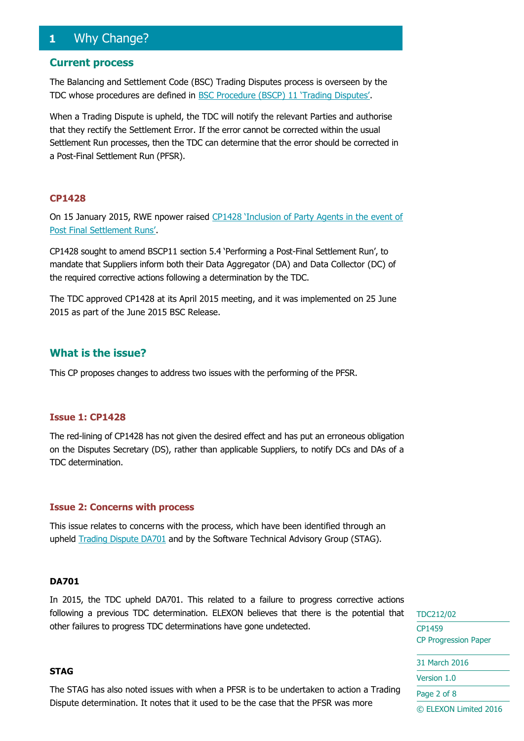# 1 Why Change?

## Current process

The Balancing and Settlement Code (BSC) Trading Disputes process is overseen by the TDC whose procedures are defined in BSC Procedure (BSCP) 11 'Trading Disputes'.

When a Trading Dispute is upheld, the TDC will notify the relevant Parties and authorise that they rectify the Settlement Error. If the error cannot be corrected within the usual Settlement Run processes, then the TDC can determine that the error should be corrected in a Post-Final Settlement Run (PFSR).

### CP1428

On 15 January 2015, RWE npower raised CP1428 'Inclusion of Party Agents in the event of Post Final Settlement Runs'.

CP1428 sought to amend BSCP11 section 5.4 'Performing a Post-Final Settlement Run', to mandate that Suppliers inform both their Data Aggregator (DA) and Data Collector (DC) of the required corrective actions following a determination by the TDC.

The TDC approved CP1428 at its April 2015 meeting, and it was implemented on 25 June 2015 as part of the June 2015 BSC Release.

## What is the issue?

This CP proposes changes to address two issues with the performing of the PFSR.

### Issue 1: CP1428

The red-lining of CP1428 has not given the desired effect and has put an erroneous obligation on the Disputes Secretary (DS), rather than applicable Suppliers, to notify DCs and DAs of a TDC determination.

### Issue 2: Concerns with process

This issue relates to concerns with the process, which have been identified through an upheld Trading Dispute DA701 and by the Software Technical Advisory Group (STAG).

**DA701**

In 2015, the TDC upheld DA701. This related to a failure to progress corrective actions following a previous TDC determination. ELEXON believes that there is the potential that other failures to progress TDC determinations have gone undetected.

**STAG**

The STAG has also noted issues with when a PFSR is to be undertaken to action a Trading Dispute determination. It notes that it used to be the case that the PFSR was more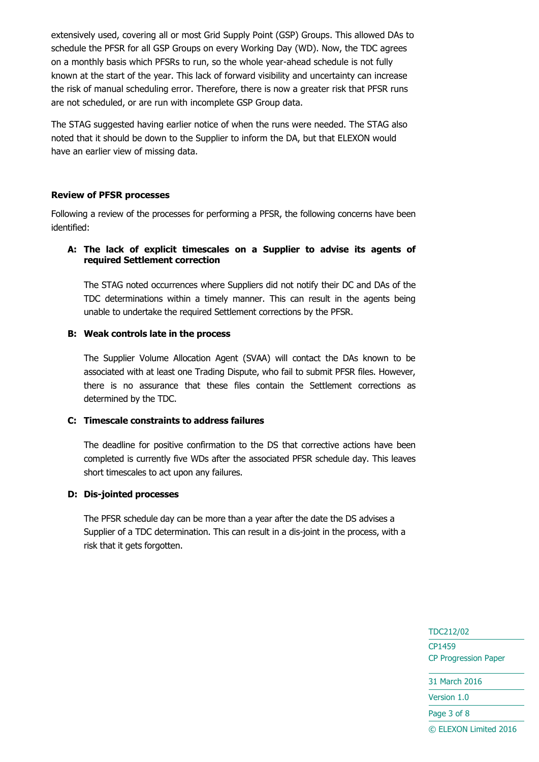extensively used, covering all or most Grid Supply Point (GSP) Groups. This allowed DAs to schedule the PFSR for all GSP Groups on every Working Day (WD). Now, the TDC agrees on a monthly basis which PFSRs to run, so the whole year-ahead schedule is not fully known at the start of the year. This lack of forward visibility and uncertainty can increase the risk of manual scheduling error. Therefore, there is now a greater risk that PFSR runs are not scheduled, or are run with incomplete GSP Group data.

The STAG suggested having earlier notice of when the runs were needed. The STAG also noted that it should be down to the Supplier to inform the DA, but that ELEXON would have an earlier view of missing data.

**Review of PFSR processes**

Following a review of the processes for performing a PFSR, the following concerns have been identified:

**A: The lack of explicit timescales on a Supplier to advise its agents of required Settlement correction**

The STAG noted occurrences where Suppliers did not notify their DC and DAs of the TDC determinations within a timely manner. This can result in the agents being unable to undertake the required Settlement corrections by the PFSR.

**B: Weak controls late in the process**

The Supplier Volume Allocation Agent (SVAA) will contact the DAs known to be associated with at least one Trading Dispute, who fail to submit PFSR files. However, there is no assurance that these files contain the Settlement corrections as determined by the TDC.

**C: Timescale constraints to address failures**

The deadline for positive confirmation to the DS that corrective actions have been completed is currently five WDs after the associated PFSR schedule day. This leaves short timescales to act upon any failures.

**D: Dis-jointed processes**

The PFSR schedule day can be more than a year after the date the DS advises a Supplier of a TDC determination. This can result in a dis-joint in the process, with a risk that it gets forgotten.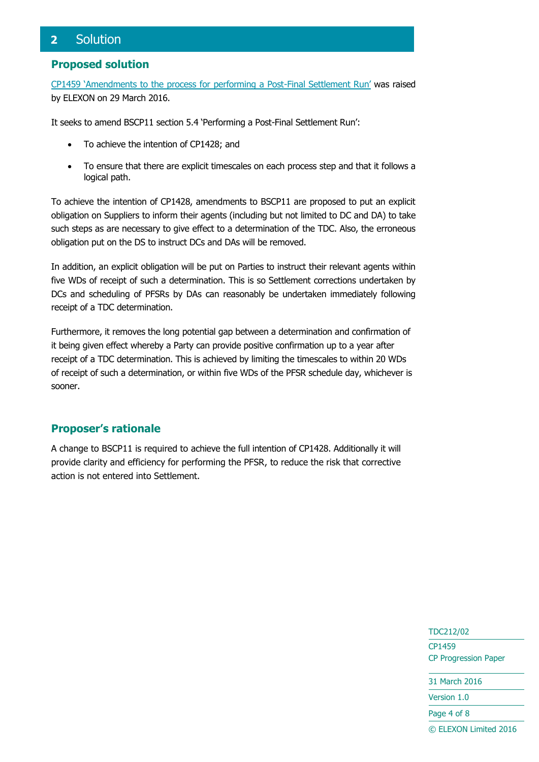## 2 Solution

### Proposed solution

CP1459 'Amendments to the process for performing a Post-Final Settlement Run' was raised by ELEXON on 29 March 2016.

It seeks to amend BSCP11 section 5.4 'Performing a Post-Final Settlement Run':

- To achieve the intention of CP1428; and
- To ensure that there are explicit timescales on each process step and that it follows a logical path.

To achieve the intention of CP1428, amendments to BSCP11 are proposed to put an explicit obligation on Suppliers to inform their agents (including but not limited to DC and DA) to take such steps as are necessary to give effect to a determination of the TDC. Also, the erroneous obligation put on the DS to instruct DCs and DAs will be removed.

In addition, an explicit obligation will be put on Parties to instruct their relevant agents within five WDs of receipt of such a determination. This is so Settlement corrections undertaken by DCs and scheduling of PFSRs by DAs can reasonably be undertaken immediately following receipt of a TDC determination.

Furthermore, it removes the long potential gap between a determination and confirmation of it being given effect whereby a Party can provide positive confirmation up to a year after receipt of a TDC determination. This is achieved by limiting the timescales to within 20 WDs of receipt of such a determination, or within five WDs of the PFSR schedule day, whichever is sooner.

### Proposer's rationale

A change to BSCP11 is required to achieve the full intention of CP1428. Additionally it will provide clarity and efficiency for performing the PFSR, to reduce the risk that corrective action is not entered into Settlement.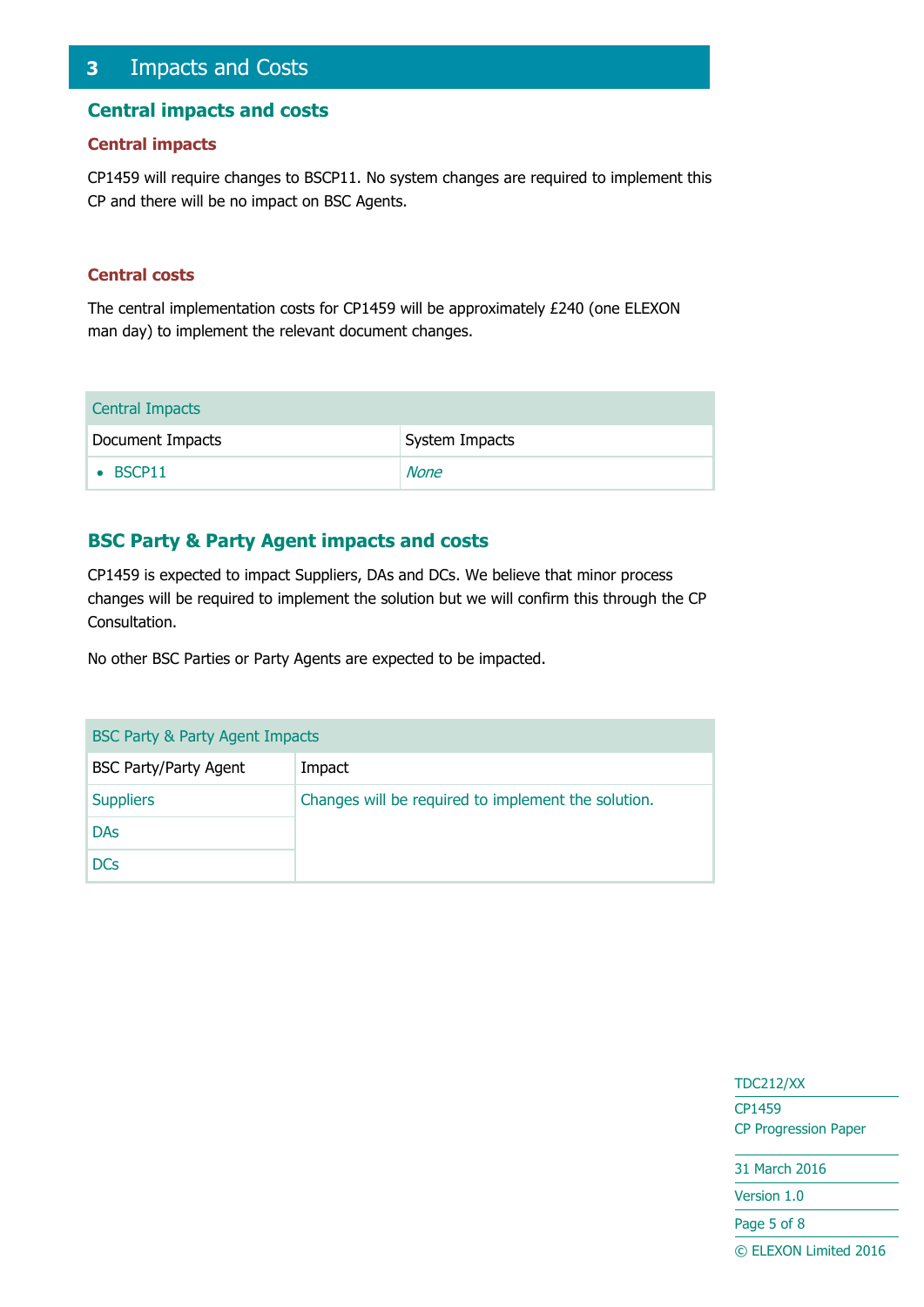# 3 Impacts and Costs

## Central impacts and costs

### Central impacts

CP1459 will require changes to BSCP11. No system changes are required to implement this CP and there will be no impact on BSC Agents.

### Central costs

The central implementation costs for CP1459 will be approximately £240 (one ELEXON man day) to implement the relevant document changes.

| Central Impacts | |
|---|---|
| Document Impacts | System Impacts |
| • BSCP11 | *None* |

## BSC Party & Party Agent impacts and costs

CP1459 is expected to impact Suppliers, DAs and DCs. We believe that minor process changes will be required to implement the solution but we will confirm this through the CP Consultation.

No other BSC Parties or Party Agents are expected to be impacted.

| BSC Party & Party Agent Impacts | |
|---|---|
| BSC Party/Party Agent | Impact |
| Suppliers | Changes will be required to implement the solution. |
| DAs | |
| DCs | |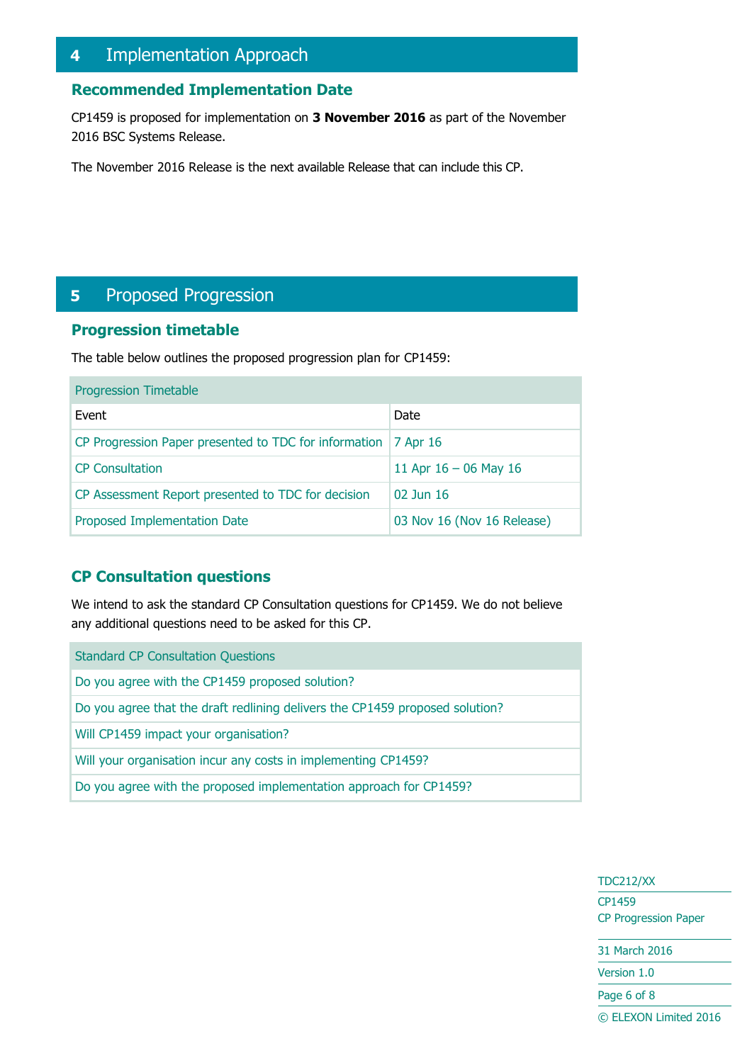## 4 Implementation Approach

### Recommended Implementation Date

CP1459 is proposed for implementation on **3 November 2016** as part of the November 2016 BSC Systems Release.

The November 2016 Release is the next available Release that can include this CP.

## 5 Proposed Progression

### Progression timetable

The table below outlines the proposed progression plan for CP1459:

| Progression Timetable | |
|---|---|
| Event | Date |
| CP Progression Paper presented to TDC for information | 7 Apr 16 |
| CP Consultation | 11 Apr 16 – 06 May 16 |
| CP Assessment Report presented to TDC for decision | 02 Jun 16 |
| Proposed Implementation Date | 03 Nov 16 (Nov 16 Release) |

### CP Consultation questions

We intend to ask the standard CP Consultation questions for CP1459. We do not believe any additional questions need to be asked for this CP.

| Standard CP Consultation Questions |
|---|
| Do you agree with the CP1459 proposed solution? |
| Do you agree that the draft redlining delivers the CP1459 proposed solution? |
| Will CP1459 impact your organisation? |
| Will your organisation incur any costs in implementing CP1459? |
| Do you agree with the proposed implementation approach for CP1459? |

TDC212/XX

CP1459
CP Progression Paper

31 March 2016

Version 1.0

© ELEXON Limited 2016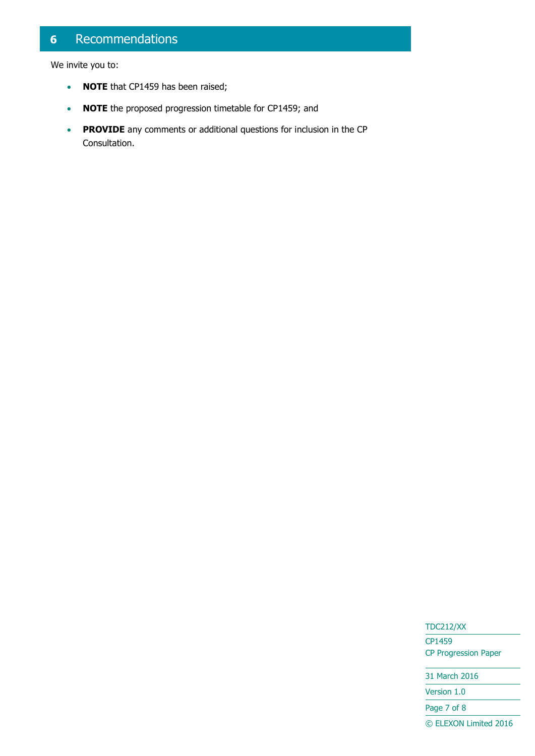# 6 Recommendations

We invite you to:

- **NOTE** that CP1459 has been raised;
- **NOTE** the proposed progression timetable for CP1459; and
- **PROVIDE** any comments or additional questions for inclusion in the CP Consultation.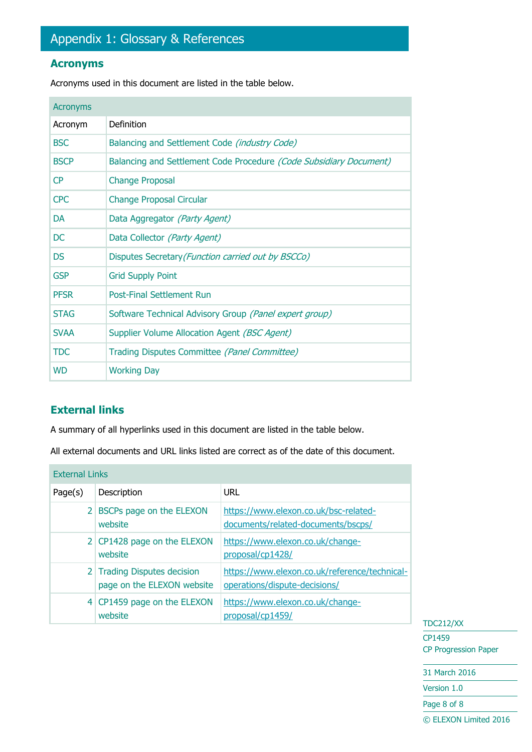# Appendix 1: Glossary & References

## Acronyms

Acronyms used in this document are listed in the table below.

| Acronyms | |
|---|---|
| Acronym | Definition |
| BSC | Balancing and Settlement Code *(industry Code)* |
| BSCP | Balancing and Settlement Code Procedure *(Code Subsidiary Document)* |
| CP | Change Proposal |
| CPC | Change Proposal Circular |
| DA | Data Aggregator *(Party Agent)* |
| DC | Data Collector *(Party Agent)* |
| DS | Disputes Secretary*(Function carried out by BSCCo)* |
| GSP | Grid Supply Point |
| PFSR | Post-Final Settlement Run |
| STAG | Software Technical Advisory Group *(Panel expert group)* |
| SVAA | Supplier Volume Allocation Agent *(BSC Agent)* |
| TDC | Trading Disputes Committee *(Panel Committee)* |
| WD | Working Day |

## External links

A summary of all hyperlinks used in this document are listed in the table below.

All external documents and URL links listed are correct as of the date of this document.

| External Links | | |
|---|---|---|
| Page(s) | Description | URL |
| 2 | BSCPs page on the ELEXON website | https://www.elexon.co.uk/bsc-related-documents/related-documents/bscps/ |
| 2 | CP1428 page on the ELEXON website | https://www.elexon.co.uk/change-proposal/cp1428/ |
| 2 | Trading Disputes decision page on the ELEXON website | https://www.elexon.co.uk/reference/technical-operations/dispute-decisions/ |
| 4 | CP1459 page on the ELEXON website | https://www.elexon.co.uk/change-proposal/cp1459/ |

TDC212/XX

CP1459
CP Progression Paper

31 March 2016

Version 1.0

© ELEXON Limited 2016